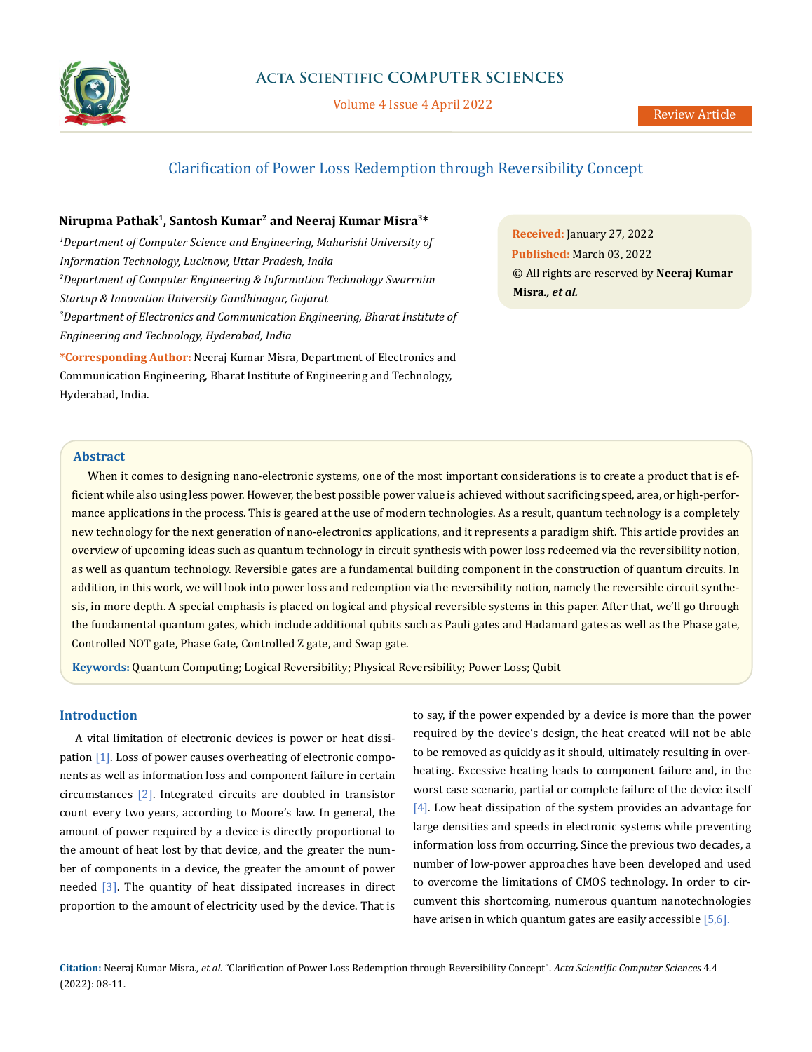# Clarification of Power Loss Redemption through Reversibility Concept

**Nirupma Pathak[1], Santosh Kumar[2] and Neeraj Kumar Misra[3]***

[1]*Department of Computer Science and Engineering, Maharishi University of Information Technology, Lucknow, Uttar Pradesh, India*

[2]*Department of Computer Engineering & Information Technology Swarrnim Startup & Innovation University Gandhinagar, Gujarat*

[3]*Department of Electronics and Communication Engineering, Bharat Institute of Engineering and Technology, Hyderabad, India*

**\*Corresponding Author:** Neeraj Kumar Misra, Department of Electronics and Communication Engineering, Bharat Institute of Engineering and Technology, Hyderabad, India.

**Received:** January 27, 2022

**Published:** March 03, 2022

© All rights are reserved by **Neeraj Kumar Misra*., et al.***

## Abstract

When it comes to designing nano-electronic systems, one of the most important considerations is to create a product that is efficient while also using less power. However, the best possible power value is achieved without sacrificing speed, area, or high-performance applications in the process. This is geared at the use of modern technologies. As a result, quantum technology is a completely new technology for the next generation of nano-electronics applications, and it represents a paradigm shift. This article provides an overview of upcoming ideas such as quantum technology in circuit synthesis with power loss redeemed via the reversibility notion, as well as quantum technology. Reversible gates are a fundamental building component in the construction of quantum circuits. In addition, in this work, we will look into power loss and redemption via the reversibility notion, namely the reversible circuit synthesis, in more depth. A special emphasis is placed on logical and physical reversible systems in this paper. After that, we'll go through the fundamental quantum gates, which include additional qubits such as Pauli gates and Hadamard gates as well as the Phase gate, Controlled NOT gate, Phase Gate, Controlled Z gate, and Swap gate.

**Keywords:** Quantum Computing; Logical Reversibility; Physical Reversibility; Power Loss; Qubit

## Introduction

A vital limitation of electronic devices is power or heat dissipation [1]. Loss of power causes overheating of electronic components as well as information loss and component failure in certain circumstances [2]. Integrated circuits are doubled in transistor count every two years, according to Moore's law. In general, the amount of power required by a device is directly proportional to the amount of heat lost by that device, and the greater the number of components in a device, the greater the amount of power needed [3]. The quantity of heat dissipated increases in direct proportion to the amount of electricity used by the device. That is to say, if the power expended by a device is more than the power required by the device's design, the heat created will not be able to be removed as quickly as it should, ultimately resulting in overheating. Excessive heating leads to component failure and, in the worst case scenario, partial or complete failure of the device itself [4]. Low heat dissipation of the system provides an advantage for large densities and speeds in electronic systems while preventing information loss from occurring. Since the previous two decades, a number of low-power approaches have been developed and used to overcome the limitations of CMOS technology. In order to circumvent this shortcoming, numerous quantum nanotechnologies have arisen in which quantum gates are easily accessible [5,6].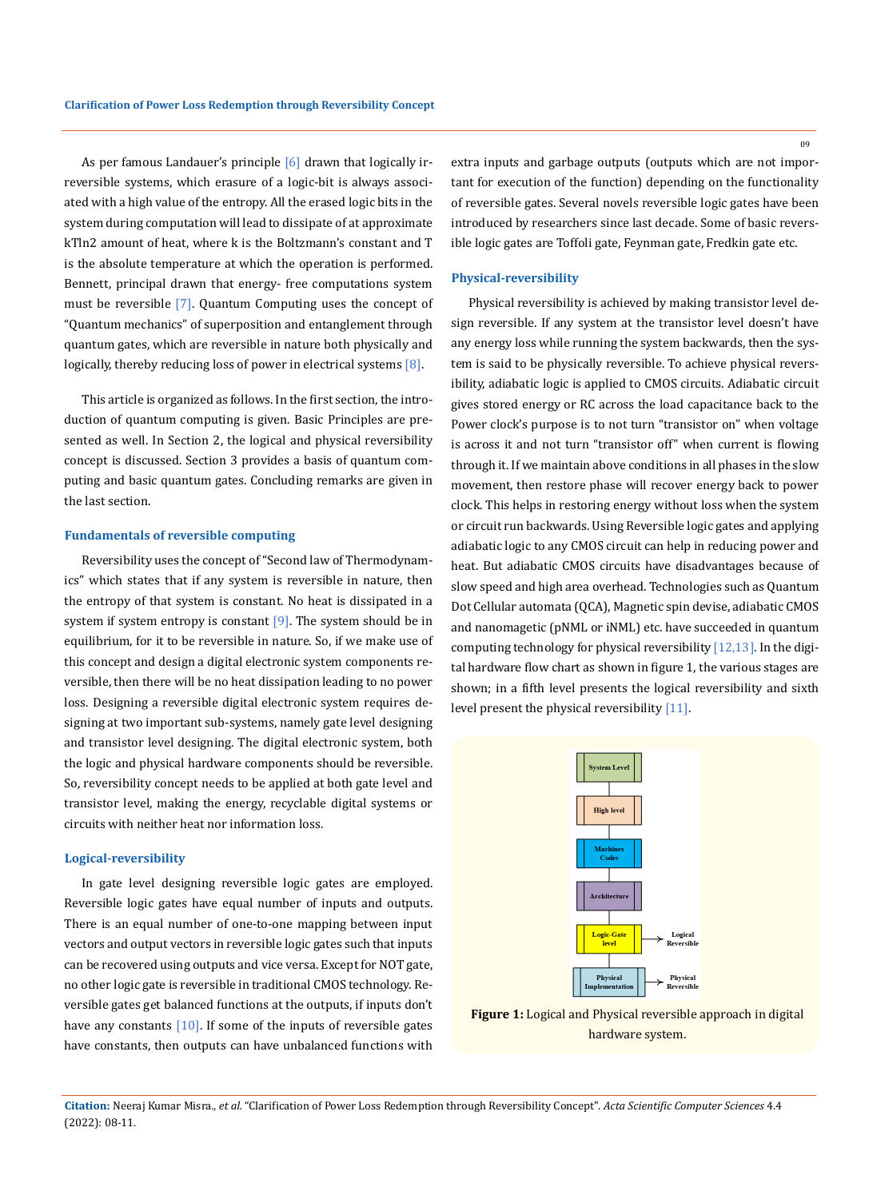As per famous Landauer's principle [6] drawn that logically irreversible systems, which erasure of a logic-bit is always associated with a high value of the entropy. All the erased logic bits in the system during computation will lead to dissipate of at approximate kTln2 amount of heat, where k is the Boltzmann's constant and T is the absolute temperature at which the operation is performed. Bennett, principal drawn that energy- free computations system must be reversible [7]. Quantum Computing uses the concept of "Quantum mechanics" of superposition and entanglement through quantum gates, which are reversible in nature both physically and logically, thereby reducing loss of power in electrical systems [8].

This article is organized as follows. In the first section, the introduction of quantum computing is given. Basic Principles are presented as well. In Section 2, the logical and physical reversibility concept is discussed. Section 3 provides a basis of quantum computing and basic quantum gates. Concluding remarks are given in the last section.

## Fundamentals of reversible computing

Reversibility uses the concept of "Second law of Thermodynamics" which states that if any system is reversible in nature, then the entropy of that system is constant. No heat is dissipated in a system if system entropy is constant [9]. The system should be in equilibrium, for it to be reversible in nature. So, if we make use of this concept and design a digital electronic system components reversible, then there will be no heat dissipation leading to no power loss. Designing a reversible digital electronic system requires designing at two important sub-systems, namely gate level designing and transistor level designing. The digital electronic system, both the logic and physical hardware components should be reversible. So, reversibility concept needs to be applied at both gate level and transistor level, making the energy, recyclable digital systems or circuits with neither heat nor information loss.

### Logical-reversibility

In gate level designing reversible logic gates are employed. Reversible logic gates have equal number of inputs and outputs. There is an equal number of one-to-one mapping between input vectors and output vectors in reversible logic gates such that inputs can be recovered using outputs and vice versa. Except for NOT gate, no other logic gate is reversible in traditional CMOS technology. Reversible gates get balanced functions at the outputs, if inputs don't have any constants [10]. If some of the inputs of reversible gates have constants, then outputs can have unbalanced functions with extra inputs and garbage outputs (outputs which are not important for execution of the function) depending on the functionality of reversible gates. Several novels reversible logic gates have been introduced by researchers since last decade. Some of basic reversible logic gates are Toffoli gate, Feynman gate, Fredkin gate etc.

### Physical-reversibility

Physical reversibility is achieved by making transistor level design reversible. If any system at the transistor level doesn't have any energy loss while running the system backwards, then the system is said to be physically reversible. To achieve physical reversibility, adiabatic logic is applied to CMOS circuits. Adiabatic circuit gives stored energy or RC across the load capacitance back to the Power clock's purpose is to not turn "transistor on" when voltage is across it and not turn "transistor off" when current is flowing through it. If we maintain above conditions in all phases in the slow movement, then restore phase will recover energy back to power clock. This helps in restoring energy without loss when the system or circuit run backwards. Using Reversible logic gates and applying adiabatic logic to any CMOS circuit can help in reducing power and heat. But adiabatic CMOS circuits have disadvantages because of slow speed and high area overhead. Technologies such as Quantum Dot Cellular automata (QCA), Magnetic spin devise, adiabatic CMOS and nanomagetic (pNML or iNML) etc. have succeeded in quantum computing technology for physical reversibility [12,13]. In the digital hardware flow chart as shown in figure 1, the various stages are shown; in a fifth level presents the logical reversibility and sixth level present the physical reversibility [11].

System Level
High level
Machines Codes
Architecture
Logic-Gate level → Logical Reversible
Physical Implementation → Physical Reversible

**Figure 1:** Logical and Physical reversible approach in digital hardware system.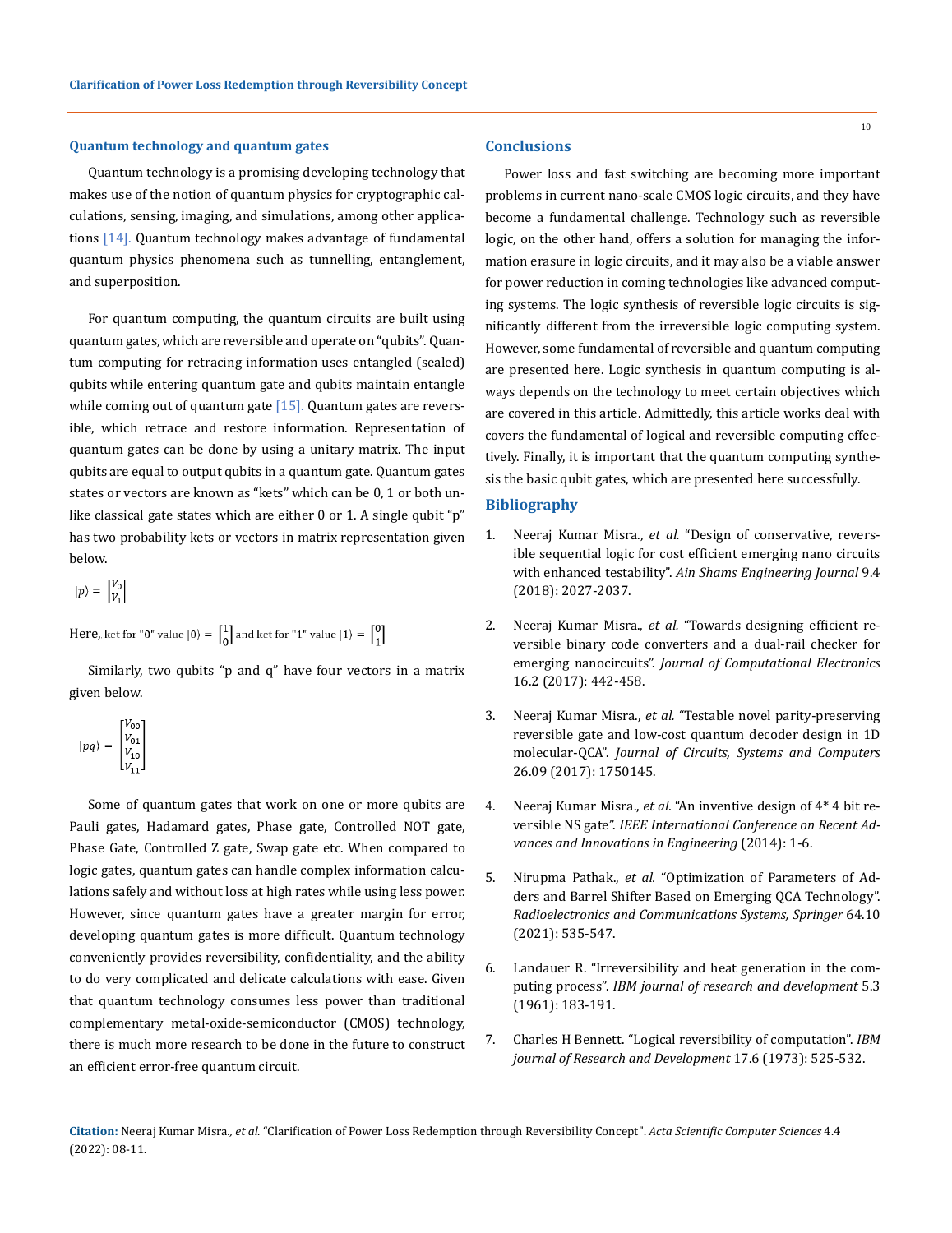### Quantum technology and quantum gates

Quantum technology is a promising developing technology that makes use of the notion of quantum physics for cryptographic calculations, sensing, imaging, and simulations, among other applications [14]. Quantum technology makes advantage of fundamental quantum physics phenomena such as tunnelling, entanglement, and superposition.

For quantum computing, the quantum circuits are built using quantum gates, which are reversible and operate on "qubits". Quantum computing for retracing information uses entangled (sealed) qubits while entering quantum gate and qubits maintain entangle while coming out of quantum gate [15]. Quantum gates are reversible, which retrace and restore information. Representation of quantum gates can be done by using a unitary matrix. The input qubits are equal to output qubits in a quantum gate. Quantum gates states or vectors are known as "kets" which can be 0, 1 or both unlike classical gate states which are either 0 or 1. A single qubit "p" has two probability kets or vectors in matrix representation given below.

$$|p\rangle = \begin{bmatrix} V_0 \\ V_1 \end{bmatrix}$$

Here, ket for "0" value $|0\rangle = \begin{bmatrix} 1 \\ 0 \end{bmatrix}$ and ket for "1" value $|1\rangle = \begin{bmatrix} 0 \\ 1 \end{bmatrix}$

Similarly, two qubits "p and q" have four vectors in a matrix given below.

$$|pq\rangle = \begin{bmatrix} V_{00} \\ V_{01} \\ V_{10} \\ V_{11} \end{bmatrix}$$

Some of quantum gates that work on one or more qubits are Pauli gates, Hadamard gates, Phase gate, Controlled NOT gate, Phase Gate, Controlled Z gate, Swap gate etc. When compared to logic gates, quantum gates can handle complex information calculations safely and without loss at high rates while using less power. However, since quantum gates have a greater margin for error, developing quantum gates is more difficult. Quantum technology conveniently provides reversibility, confidentiality, and the ability to do very complicated and delicate calculations with ease. Given that quantum technology consumes less power than traditional complementary metal-oxide-semiconductor (CMOS) technology, there is much more research to be done in the future to construct an efficient error-free quantum circuit.

## Conclusions

Power loss and fast switching are becoming more important problems in current nano-scale CMOS logic circuits, and they have become a fundamental challenge. Technology such as reversible logic, on the other hand, offers a solution for managing the information erasure in logic circuits, and it may also be a viable answer for power reduction in coming technologies like advanced computing systems. The logic synthesis of reversible logic circuits is significantly different from the irreversible logic computing system. However, some fundamental of reversible and quantum computing are presented here. Logic synthesis in quantum computing is always depends on the technology to meet certain objectives which are covered in this article. Admittedly, this article works deal with covers the fundamental of logical and reversible computing effectively. Finally, it is important that the quantum computing synthesis the basic qubit gates, which are presented here successfully.

## Bibliography

1. Neeraj Kumar Misra., *et al.* "Design of conservative, reversible sequential logic for cost efficient emerging nano circuits with enhanced testability". *Ain Shams Engineering Journal* 9.4 (2018): 2027-2037.
2. Neeraj Kumar Misra., *et al.* "Towards designing efficient reversible binary code converters and a dual-rail checker for emerging nanocircuits". *Journal of Computational Electronics* 16.2 (2017): 442-458.
3. Neeraj Kumar Misra., *et al.* "Testable novel parity-preserving reversible gate and low-cost quantum decoder design in 1D molecular-QCA". *Journal of Circuits, Systems and Computers* 26.09 (2017): 1750145.
4. Neeraj Kumar Misra., *et al.* "An inventive design of 4* 4 bit reversible NS gate". *IEEE International Conference on Recent Advances and Innovations in Engineering* (2014): 1-6.
5. Nirupma Pathak., *et al.* "Optimization of Parameters of Adders and Barrel Shifter Based on Emerging QCA Technology". *Radioelectronics and Communications Systems, Springer* 64.10 (2021): 535-547.
6. Landauer R. "Irreversibility and heat generation in the computing process". *IBM journal of research and development* 5.3 (1961): 183-191.
7. Charles H Bennett. "Logical reversibility of computation". *IBM journal of Research and Development* 17.6 (1973): 525-532.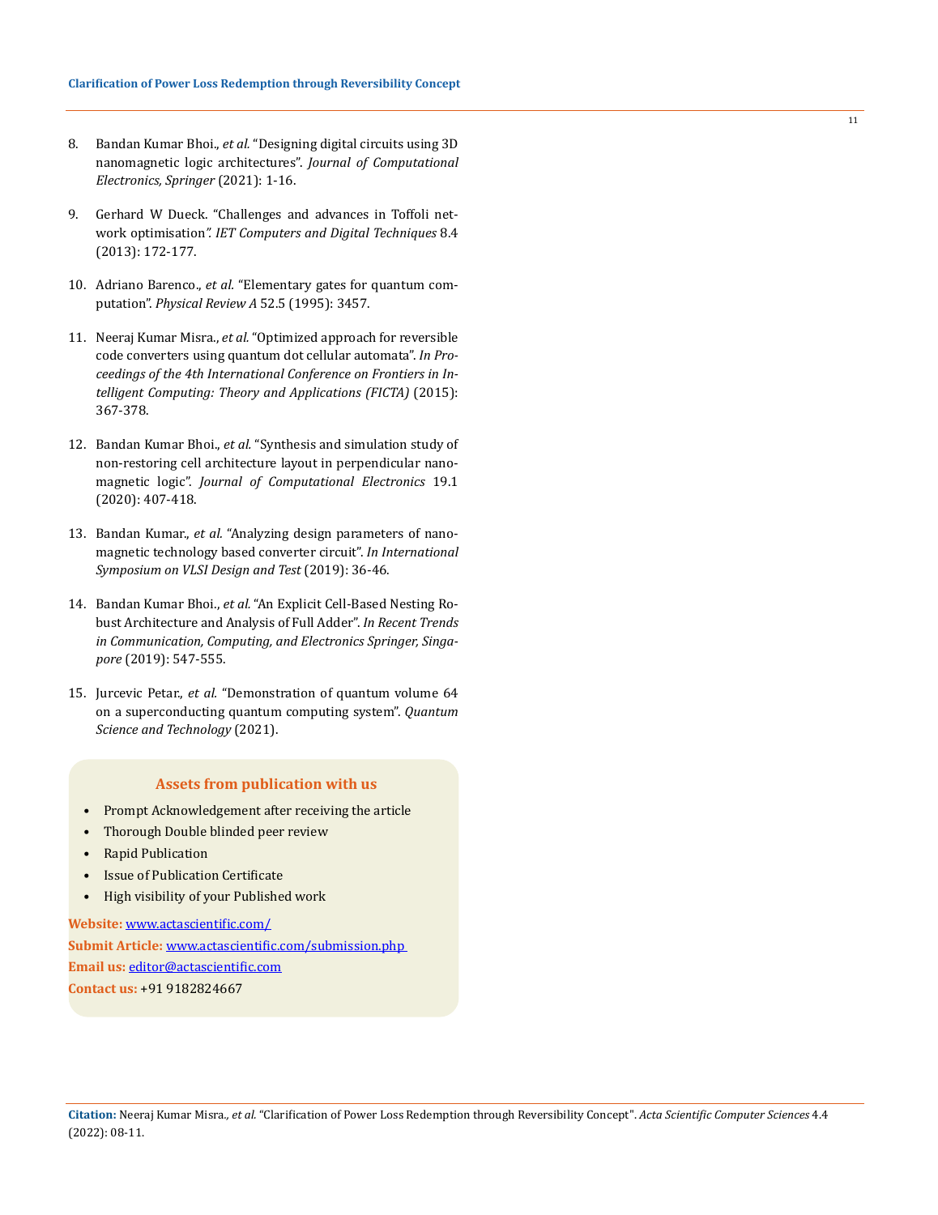8. Bandan Kumar Bhoi., *et al.* "Designing digital circuits using 3D nanomagnetic logic architectures". *Journal of Computational Electronics, Springer* (2021): 1-16.

9. Gerhard W Dueck. "Challenges and advances in Toffoli network optimisation*". IET Computers and Digital Techniques* 8.4 (2013): 172-177.

10. Adriano Barenco., *et al.* "Elementary gates for quantum computation". *Physical Review A* 52.5 (1995): 3457.

11. Neeraj Kumar Misra., *et al.* "Optimized approach for reversible code converters using quantum dot cellular automata". *In Proceedings of the 4th International Conference on Frontiers in Intelligent Computing: Theory and Applications (FICTA)* (2015): 367-378.

12. Bandan Kumar Bhoi., *et al.* "Synthesis and simulation study of non-restoring cell architecture layout in perpendicular nanomagnetic logic". *Journal of Computational Electronics* 19.1 (2020): 407-418.

13. Bandan Kumar., *et al.* "Analyzing design parameters of nanomagnetic technology based converter circuit". *In International Symposium on VLSI Design and Test* (2019): 36-46.

14. Bandan Kumar Bhoi., *et al.* "An Explicit Cell-Based Nesting Robust Architecture and Analysis of Full Adder". *In Recent Trends in Communication, Computing, and Electronics Springer, Singapore* (2019): 547-555.

15. Jurcevic Petar., *et al.* "Demonstration of quantum volume 64 on a superconducting quantum computing system". *Quantum Science and Technology* (2021).

**Assets from publication with us**

- Prompt Acknowledgement after receiving the article
- Thorough Double blinded peer review
- Rapid Publication
- Issue of Publication Certificate
- High visibility of your Published work

**Website:** www.actascientific.com/
**Submit Article:** www.actascientific.com/submission.php
**Email us:** editor@actascientific.com
**Contact us:** +91 9182824667